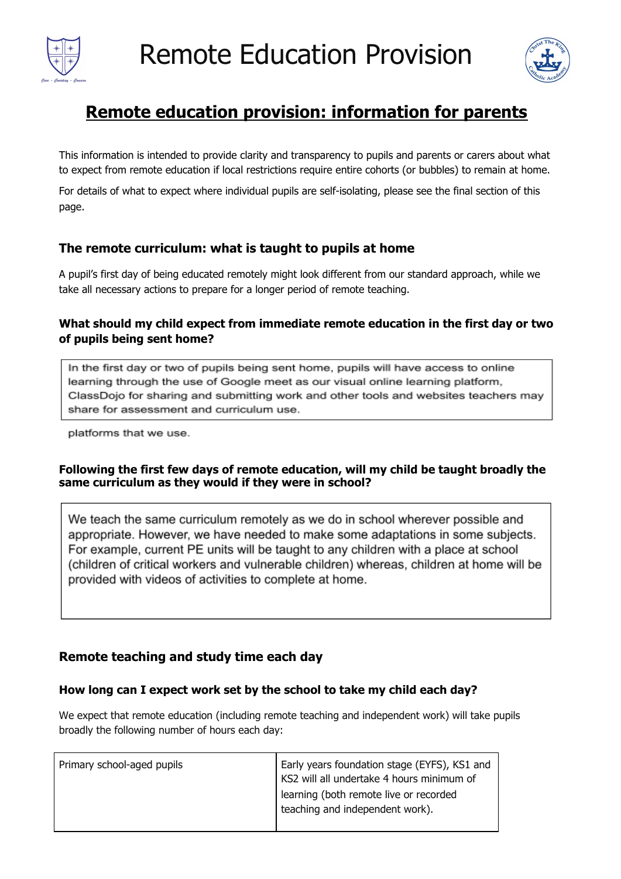# Remote Education Provision

## Remote education provision: information for parents

This information is intended to provide clarity and transparency to pupils and parents or carers about what to expect from remote education if local restrictions require entire cohorts (or bubbles) to remain at home.

For details of what to expect where individual pupils are self-isolating, please see the final section of this page.

### The remote curriculum: what is taught to pupils at home

A pupil's first day of being educated remotely might look different from our standard approach, while we take all necessary actions to prepare for a longer period of remote teaching.

#### What should my child expect from immediate remote education in the first day or two of pupils being sent home?

In the first day or two of pupils being sent home, pupils will have access to online learning through the use of Google meet as our visual online learning platform, ClassDojo for sharing and submitting work and other tools and websites teachers may share for assessment and curriculum use.

platforms that we use.

#### Following the first few days of remote education, will my child be taught broadly the same curriculum as they would if they were in school?

We teach the same curriculum remotely as we do in school wherever possible and appropriate. However, we have needed to make some adaptations in some subjects. For example, current PE units will be taught to any children with a place at school (children of critical workers and vulnerable children) whereas, children at home will be provided with videos of activities to complete at home.

### Remote teaching and study time each day

#### How long can I expect work set by the school to take my child each day?

We expect that remote education (including remote teaching and independent work) will take pupils broadly the following number of hours each day:

| | |
|---|---|
| Primary school-aged pupils | Early years foundation stage (EYFS), KS1 and KS2 will all undertake 4 hours minimum of learning (both remote live or recorded teaching and independent work). |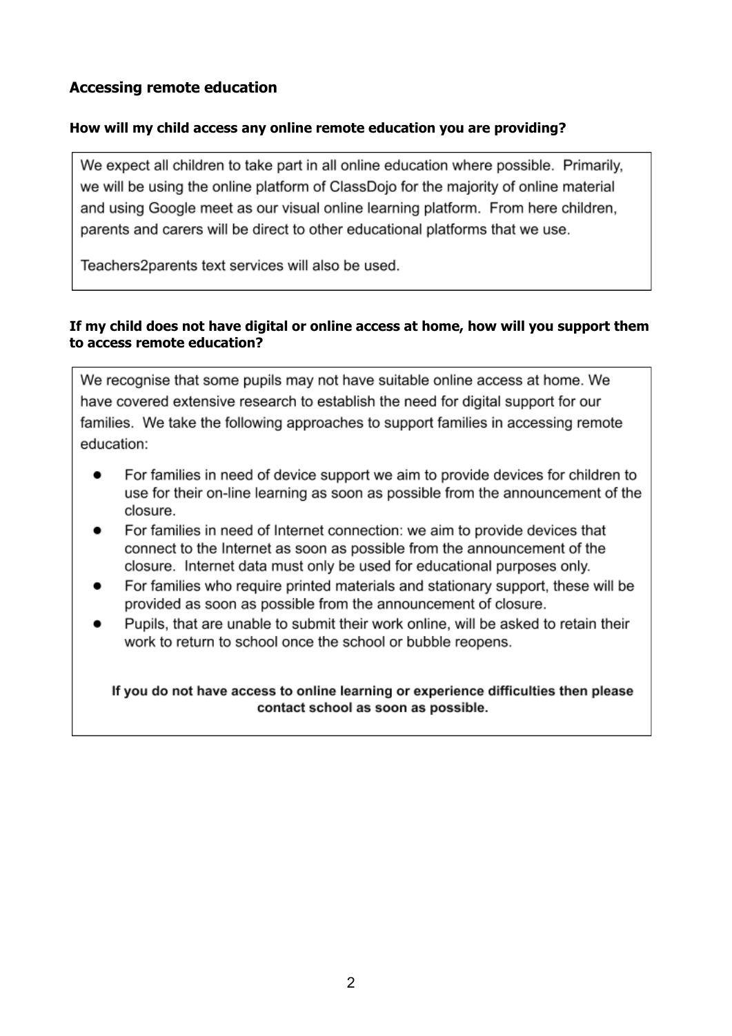## Accessing remote education

### How will my child access any online remote education you are providing?

We expect all children to take part in all online education where possible. Primarily, we will be using the online platform of ClassDojo for the majority of online material and using Google meet as our visual online learning platform. From here children, parents and carers will be direct to other educational platforms that we use.

Teachers2parents text services will also be used.

### If my child does not have digital or online access at home, how will you support them to access remote education?

We recognise that some pupils may not have suitable online access at home. We have covered extensive research to establish the need for digital support for our families. We take the following approaches to support families in accessing remote education:

- For families in need of device support we aim to provide devices for children to use for their on-line learning as soon as possible from the announcement of the closure.
- For families in need of Internet connection: we aim to provide devices that connect to the Internet as soon as possible from the announcement of the closure. Internet data must only be used for educational purposes only.
- For families who require printed materials and stationary support, these will be provided as soon as possible from the announcement of closure.
- Pupils, that are unable to submit their work online, will be asked to retain their work to return to school once the school or bubble reopens.

**If you do not have access to online learning or experience difficulties then please contact school as soon as possible.**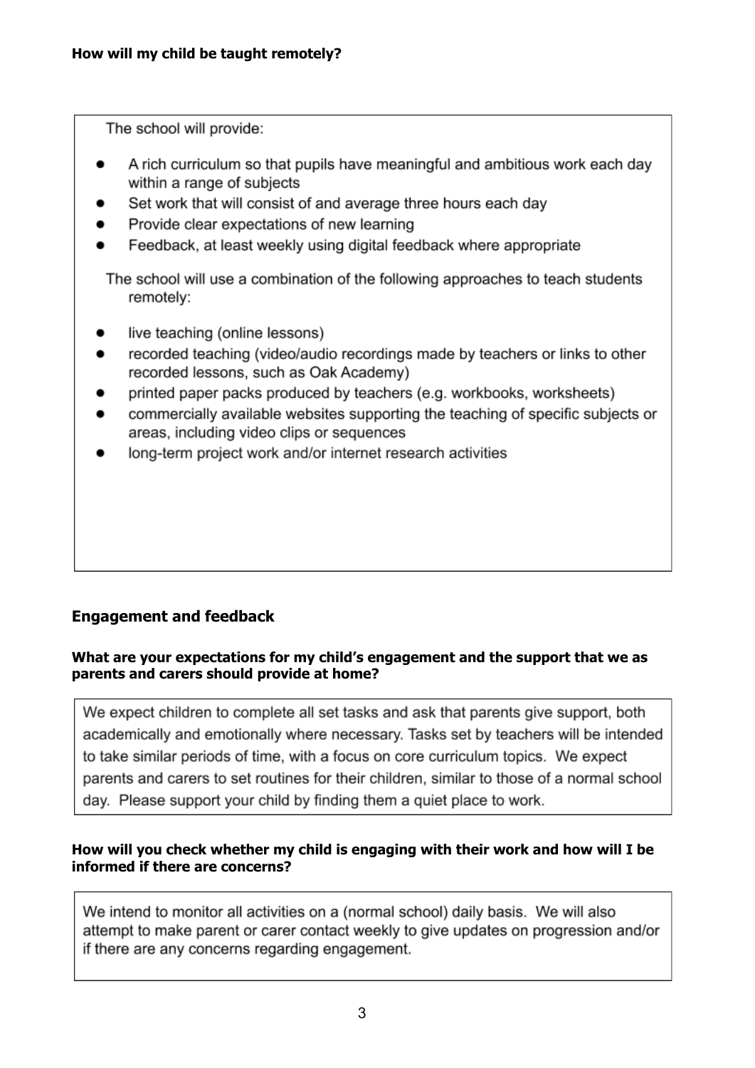**How will my child be taught remotely?**

The school will provide:

- A rich curriculum so that pupils have meaningful and ambitious work each day within a range of subjects
- Set work that will consist of and average three hours each day
- Provide clear expectations of new learning
- Feedback, at least weekly using digital feedback where appropriate

The school will use a combination of the following approaches to teach students remotely:

- live teaching (online lessons)
- recorded teaching (video/audio recordings made by teachers or links to other recorded lessons, such as Oak Academy)
- printed paper packs produced by teachers (e.g. workbooks, worksheets)
- commercially available websites supporting the teaching of specific subjects or areas, including video clips or sequences
- long-term project work and/or internet research activities

## Engagement and feedback

**What are your expectations for my child's engagement and the support that we as parents and carers should provide at home?**

We expect children to complete all set tasks and ask that parents give support, both academically and emotionally where necessary. Tasks set by teachers will be intended to take similar periods of time, with a focus on core curriculum topics. We expect parents and carers to set routines for their children, similar to those of a normal school day. Please support your child by finding them a quiet place to work.

**How will you check whether my child is engaging with their work and how will I be informed if there are concerns?**

We intend to monitor all activities on a (normal school) daily basis. We will also attempt to make parent or carer contact weekly to give updates on progression and/or if there are any concerns regarding engagement.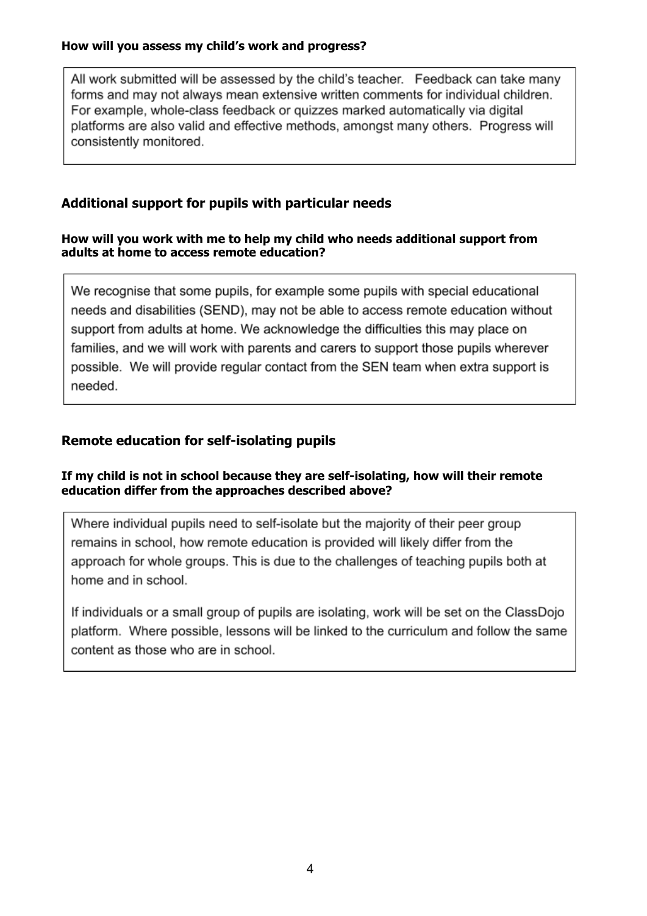**How will you assess my child's work and progress?**

All work submitted will be assessed by the child's teacher. Feedback can take many forms and may not always mean extensive written comments for individual children. For example, whole-class feedback or quizzes marked automatically via digital platforms are also valid and effective methods, amongst many others. Progress will consistently monitored.

## Additional support for pupils with particular needs

**How will you work with me to help my child who needs additional support from adults at home to access remote education?**

We recognise that some pupils, for example some pupils with special educational needs and disabilities (SEND), may not be able to access remote education without support from adults at home. We acknowledge the difficulties this may place on families, and we will work with parents and carers to support those pupils wherever possible. We will provide regular contact from the SEN team when extra support is needed.

## Remote education for self-isolating pupils

**If my child is not in school because they are self-isolating, how will their remote education differ from the approaches described above?**

Where individual pupils need to self-isolate but the majority of their peer group remains in school, how remote education is provided will likely differ from the approach for whole groups. This is due to the challenges of teaching pupils both at home and in school.

If individuals or a small group of pupils are isolating, work will be set on the ClassDojo platform. Where possible, lessons will be linked to the curriculum and follow the same content as those who are in school.